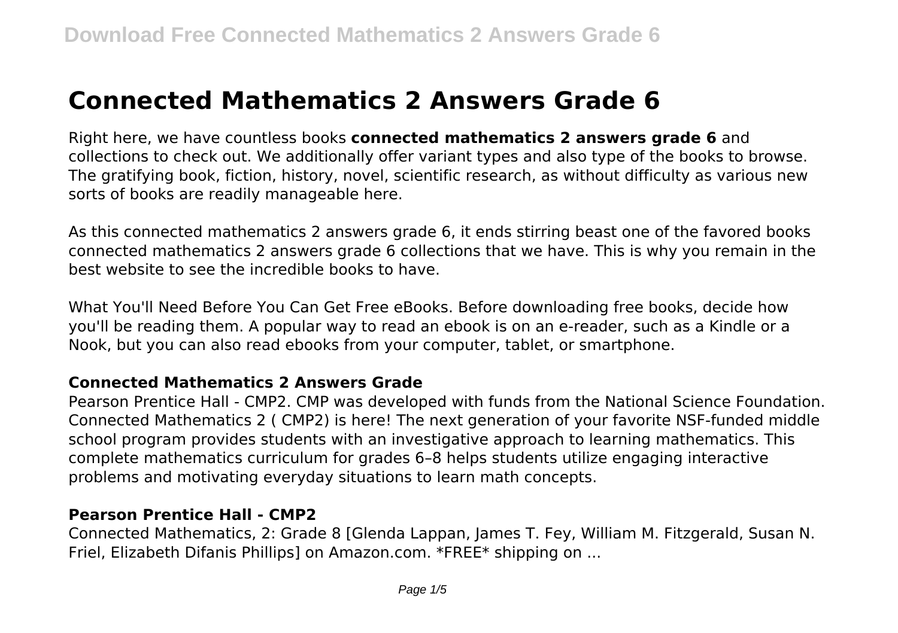# Connected Mathematics 2 Answers Grade 6

Right here, we have countless books **connected mathematics 2 answers grade 6** and collections to check out. We additionally offer variant types and also type of the books to browse. The gratifying book, fiction, history, novel, scientific research, as without difficulty as various new sorts of books are readily manageable here.

As this connected mathematics 2 answers grade 6, it ends stirring beast one of the favored books connected mathematics 2 answers grade 6 collections that we have. This is why you remain in the best website to see the incredible books to have.

What You'll Need Before You Can Get Free eBooks. Before downloading free books, decide how you'll be reading them. A popular way to read an ebook is on an e-reader, such as a Kindle or a Nook, but you can also read ebooks from your computer, tablet, or smartphone.

### Connected Mathematics 2 Answers Grade

Pearson Prentice Hall - CMP2. CMP was developed with funds from the National Science Foundation. Connected Mathematics 2 ( CMP2) is here! The next generation of your favorite NSF-funded middle school program provides students with an investigative approach to learning mathematics. This complete mathematics curriculum for grades 6–8 helps students utilize engaging interactive problems and motivating everyday situations to learn math concepts.

### Pearson Prentice Hall - CMP2

Connected Mathematics, 2: Grade 8 [Glenda Lappan, James T. Fey, William M. Fitzgerald, Susan N. Friel, Elizabeth Difanis Phillips] on Amazon.com. *FREE* shipping on ...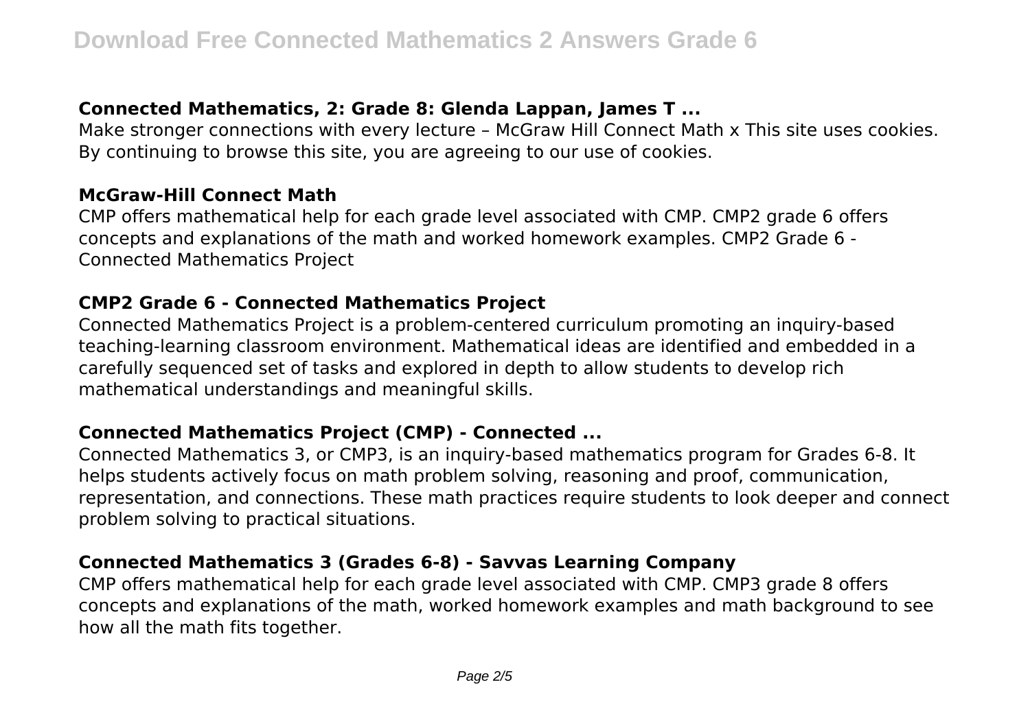### Connected Mathematics, 2: Grade 8: Glenda Lappan, James T ...

Make stronger connections with every lecture – McGraw Hill Connect Math x This site uses cookies. By continuing to browse this site, you are agreeing to our use of cookies.

### McGraw-Hill Connect Math

CMP offers mathematical help for each grade level associated with CMP. CMP2 grade 6 offers concepts and explanations of the math and worked homework examples. CMP2 Grade 6 - Connected Mathematics Project

### CMP2 Grade 6 - Connected Mathematics Project

Connected Mathematics Project is a problem-centered curriculum promoting an inquiry-based teaching-learning classroom environment. Mathematical ideas are identified and embedded in a carefully sequenced set of tasks and explored in depth to allow students to develop rich mathematical understandings and meaningful skills.

### Connected Mathematics Project (CMP) - Connected ...

Connected Mathematics 3, or CMP3, is an inquiry-based mathematics program for Grades 6-8. It helps students actively focus on math problem solving, reasoning and proof, communication, representation, and connections. These math practices require students to look deeper and connect problem solving to practical situations.

### Connected Mathematics 3 (Grades 6-8) - Savvas Learning Company

CMP offers mathematical help for each grade level associated with CMP. CMP3 grade 8 offers concepts and explanations of the math, worked homework examples and math background to see how all the math fits together.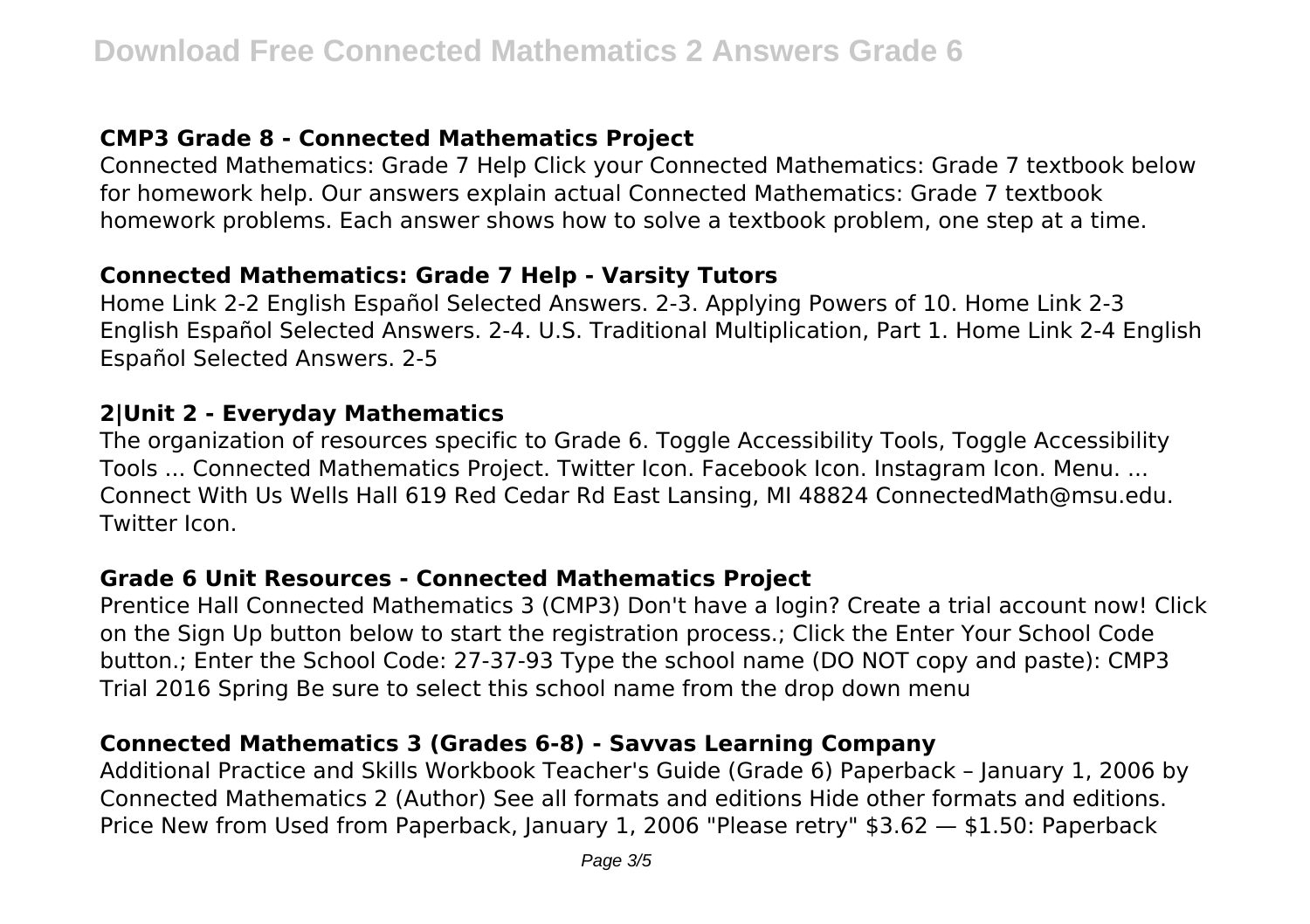### CMP3 Grade 8 - Connected Mathematics Project

Connected Mathematics: Grade 7 Help Click your Connected Mathematics: Grade 7 textbook below for homework help. Our answers explain actual Connected Mathematics: Grade 7 textbook homework problems. Each answer shows how to solve a textbook problem, one step at a time.

### Connected Mathematics: Grade 7 Help - Varsity Tutors

Home Link 2-2 English Español Selected Answers. 2-3. Applying Powers of 10. Home Link 2-3 English Español Selected Answers. 2-4. U.S. Traditional Multiplication, Part 1. Home Link 2-4 English Español Selected Answers. 2-5

### 2|Unit 2 - Everyday Mathematics

The organization of resources specific to Grade 6. Toggle Accessibility Tools, Toggle Accessibility Tools ... Connected Mathematics Project. Twitter Icon. Facebook Icon. Instagram Icon. Menu. ... Connect With Us Wells Hall 619 Red Cedar Rd East Lansing, MI 48824 ConnectedMath@msu.edu. Twitter Icon.

### Grade 6 Unit Resources - Connected Mathematics Project

Prentice Hall Connected Mathematics 3 (CMP3) Don't have a login? Create a trial account now! Click on the Sign Up button below to start the registration process.; Click the Enter Your School Code button.; Enter the School Code: 27-37-93 Type the school name (DO NOT copy and paste): CMP3 Trial 2016 Spring Be sure to select this school name from the drop down menu

### Connected Mathematics 3 (Grades 6-8) - Savvas Learning Company

Additional Practice and Skills Workbook Teacher's Guide (Grade 6) Paperback – January 1, 2006 by Connected Mathematics 2 (Author) See all formats and editions Hide other formats and editions. Price New from Used from Paperback, January 1, 2006 "Please retry" $3.62 — $1.50: Paperback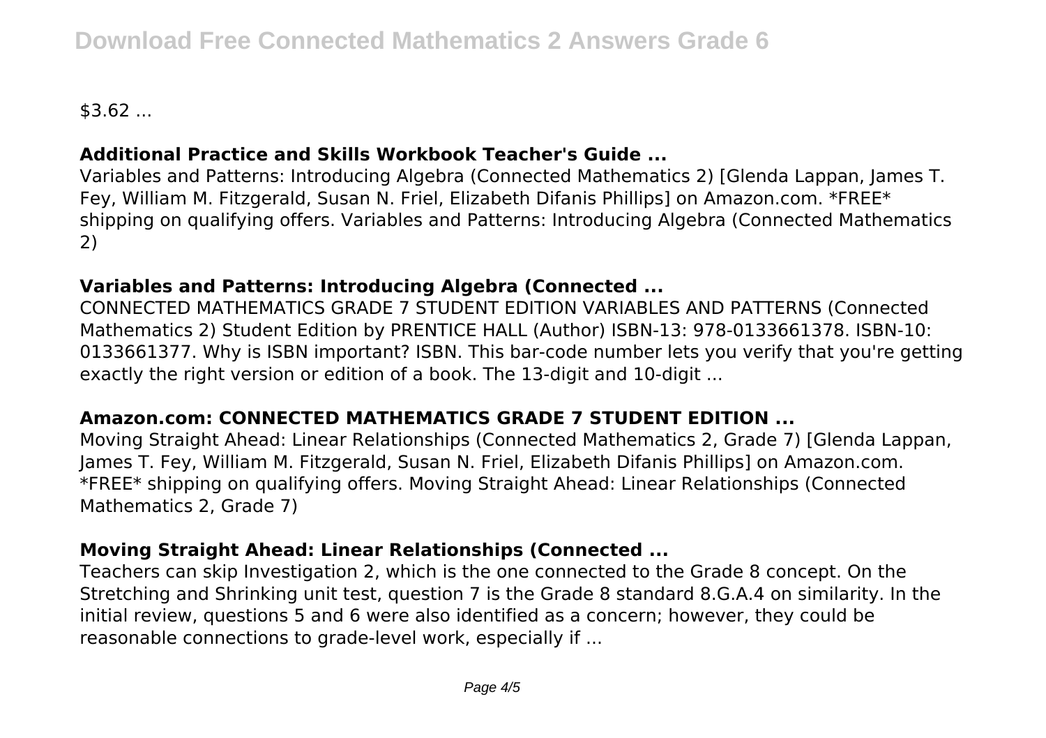$3.62 ...

### Additional Practice and Skills Workbook Teacher's Guide ...

Variables and Patterns: Introducing Algebra (Connected Mathematics 2) [Glenda Lappan, James T. Fey, William M. Fitzgerald, Susan N. Friel, Elizabeth Difanis Phillips] on Amazon.com. *FREE* shipping on qualifying offers. Variables and Patterns: Introducing Algebra (Connected Mathematics 2)

### Variables and Patterns: Introducing Algebra (Connected ...

CONNECTED MATHEMATICS GRADE 7 STUDENT EDITION VARIABLES AND PATTERNS (Connected Mathematics 2) Student Edition by PRENTICE HALL (Author) ISBN-13: 978-0133661378. ISBN-10: 0133661377. Why is ISBN important? ISBN. This bar-code number lets you verify that you're getting exactly the right version or edition of a book. The 13-digit and 10-digit ...

### Amazon.com: CONNECTED MATHEMATICS GRADE 7 STUDENT EDITION ...

Moving Straight Ahead: Linear Relationships (Connected Mathematics 2, Grade 7) [Glenda Lappan, James T. Fey, William M. Fitzgerald, Susan N. Friel, Elizabeth Difanis Phillips] on Amazon.com. *FREE* shipping on qualifying offers. Moving Straight Ahead: Linear Relationships (Connected Mathematics 2, Grade 7)

### Moving Straight Ahead: Linear Relationships (Connected ...

Teachers can skip Investigation 2, which is the one connected to the Grade 8 concept. On the Stretching and Shrinking unit test, question 7 is the Grade 8 standard 8.G.A.4 on similarity. In the initial review, questions 5 and 6 were also identified as a concern; however, they could be reasonable connections to grade-level work, especially if ...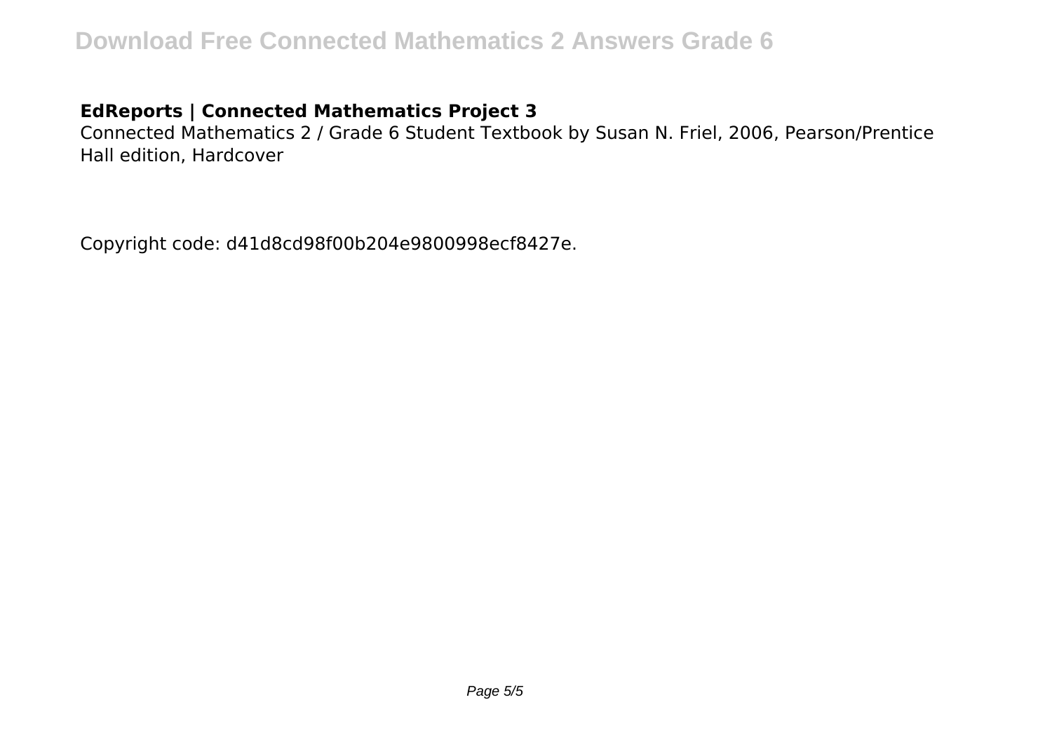**EdReports | Connected Mathematics Project 3**

Connected Mathematics 2 / Grade 6 Student Textbook by Susan N. Friel, 2006, Pearson/Prentice Hall edition, Hardcover

Copyright code: d41d8cd98f00b204e9800998ecf8427e.